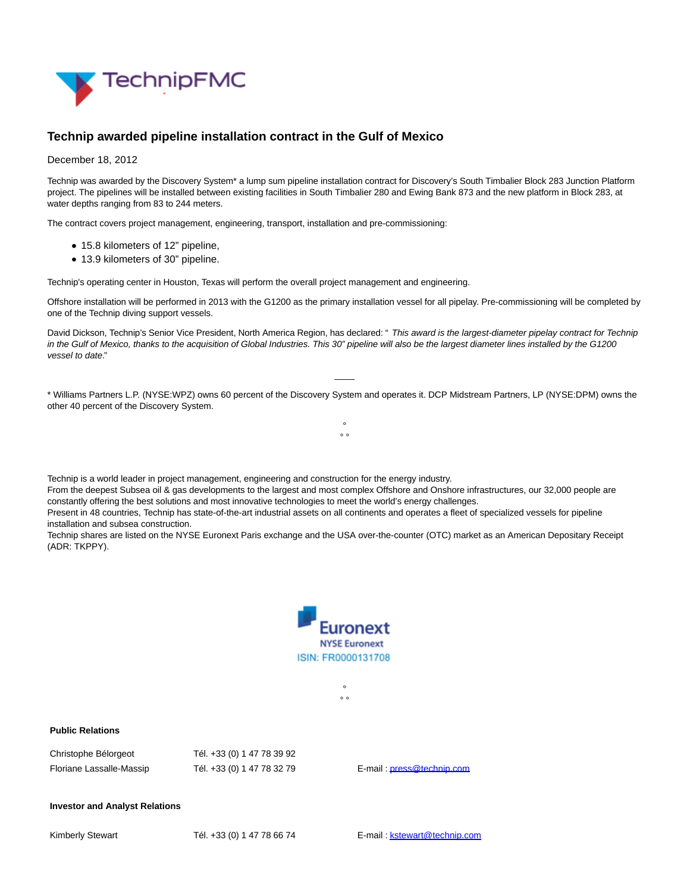# Technip awarded pipeline installation contract in the Gulf of Mexico

December 18, 2012

Technip was awarded by the Discovery System* a lump sum pipeline installation contract for Discovery's South Timbalier Block 283 Junction Platform project. The pipelines will be installed between existing facilities in South Timbalier 280 and Ewing Bank 873 and the new platform in Block 283, at water depths ranging from 83 to 244 meters.

The contract covers project management, engineering, transport, installation and pre-commissioning:

- 15.8 kilometers of 12" pipeline,
- 13.9 kilometers of 30" pipeline.

Technip's operating center in Houston, Texas will perform the overall project management and engineering.

Offshore installation will be performed in 2013 with the G1200 as the primary installation vessel for all pipelay. Pre-commissioning will be completed by one of the Technip diving support vessels.

David Dickson, Technip's Senior Vice President, North America Region, has declared: " *This award is the largest-diameter pipelay contract for Technip in the Gulf of Mexico, thanks to the acquisition of Global Industries. This 30" pipeline will also be the largest diameter lines installed by the G1200 vessel to date*."

---

* Williams Partners L.P. (NYSE:WPZ) owns 60 percent of the Discovery System and operates it. DCP Midstream Partners, LP (NYSE:DPM) owns the other 40 percent of the Discovery System.

°
° °

Technip is a world leader in project management, engineering and construction for the energy industry.
From the deepest Subsea oil & gas developments to the largest and most complex Offshore and Onshore infrastructures, our 32,000 people are constantly offering the best solutions and most innovative technologies to meet the world's energy challenges.
Present in 48 countries, Technip has state-of-the-art industrial assets on all continents and operates a fleet of specialized vessels for pipeline installation and subsea construction.
Technip shares are listed on the NYSE Euronext Paris exchange and the USA over-the-counter (OTC) market as an American Depositary Receipt (ADR: TKPPY).

Euronext
NYSE Euronext
ISIN: FR0000131708

°
° °

**Public Relations**

| | | |
|---|---|---|
| Christophe Bélorgeot | Tél. +33 (0) 1 47 78 39 92 | |
| Floriane Lassalle-Massip | Tél. +33 (0) 1 47 78 32 79 | E-mail : press@technip.com |

**Investor and Analyst Relations**

| | | |
|---|---|---|
| Kimberly Stewart | Tél. +33 (0) 1 47 78 66 74 | E-mail : kstewart@technip.com |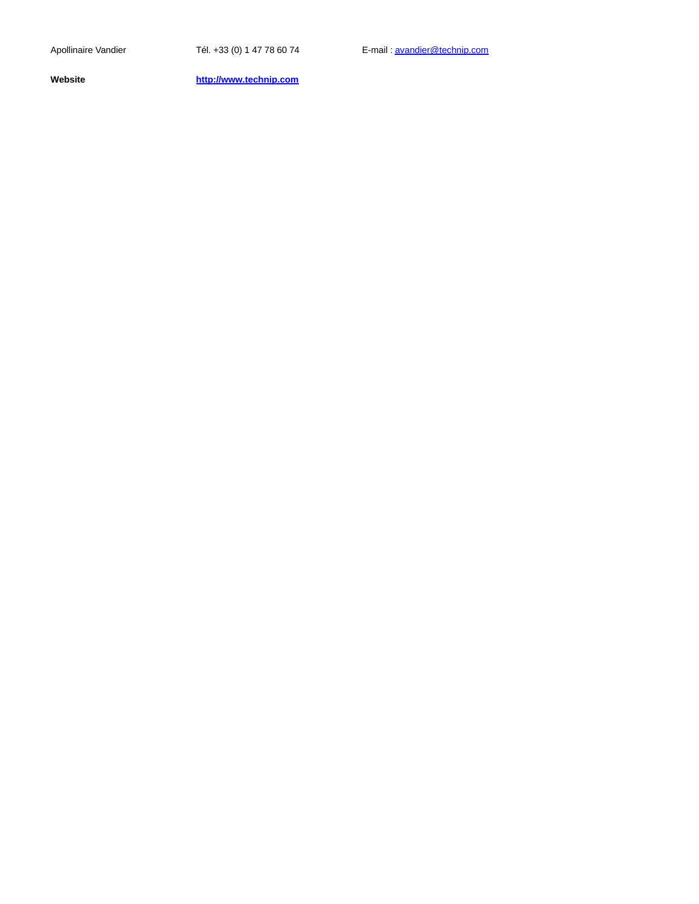| | | |
|---|---|---|
| Apollinaire Vandier | Tél. +33 (0) 1 47 78 60 74 | E-mail : avandier@technip.com |
| **Website** | **http://www.technip.com** | |